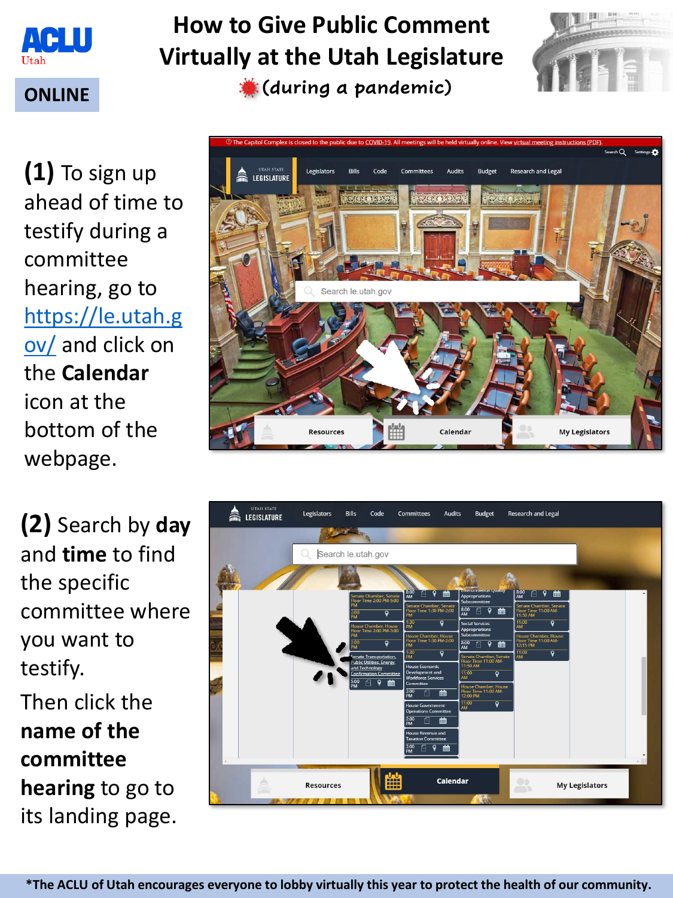ACLU Utah

ONLINE

# How to Give Public Comment Virtually at the Utah Legislature

*(during a pandemic)*

**(1)** To sign up ahead of time to testify during a committee hearing, go to [https://le.utah.gov/](https://le.utah.gov/) and click on the **Calendar** icon at the bottom of the webpage.

**(2)** Search by **day** and **time** to find the specific committee where you want to testify.

Then click the **name of the committee hearing** to go to its landing page.

*The ACLU of Utah encourages everyone to lobby virtually this year to protect the health of our community.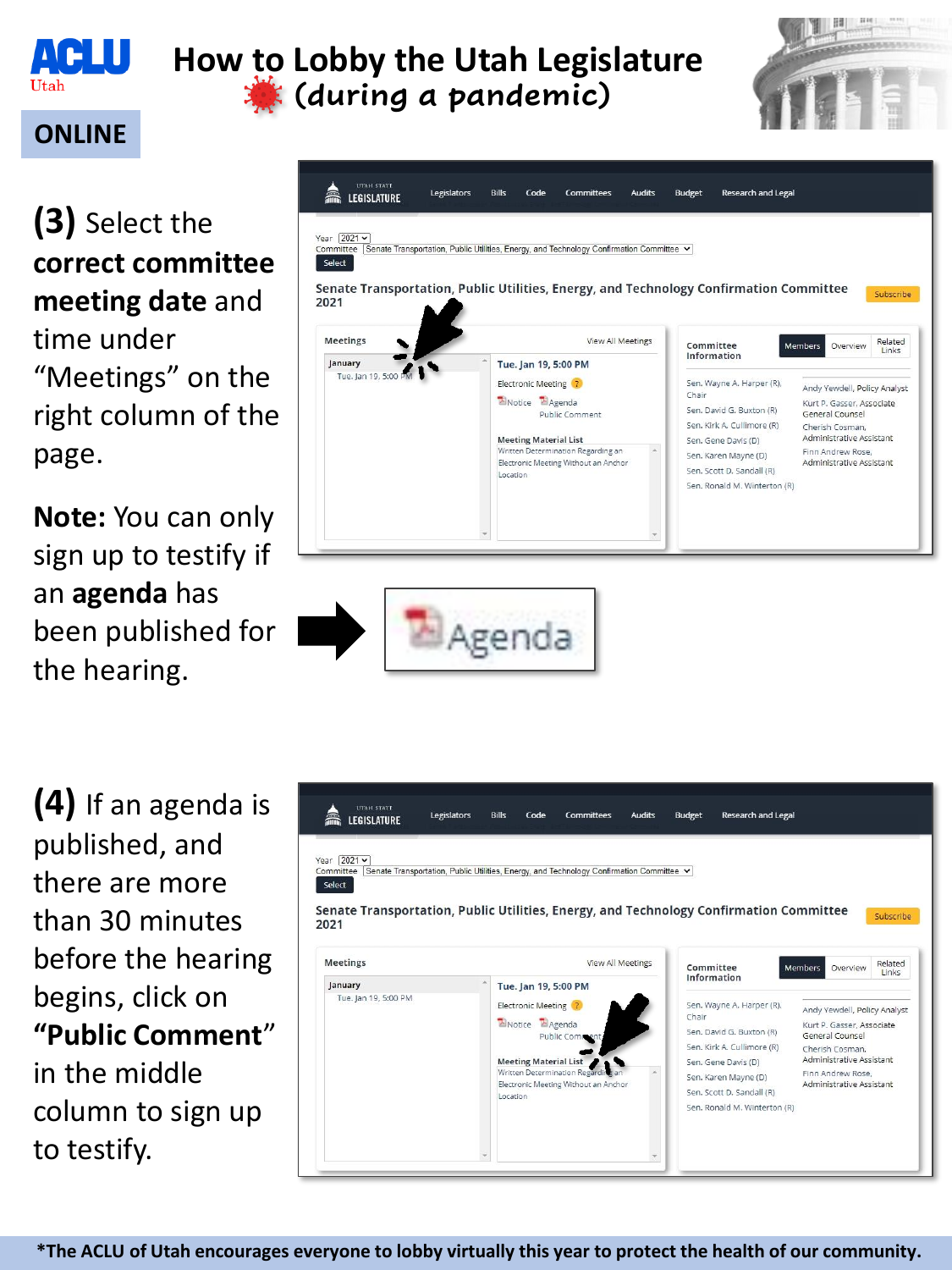# How to Lobby the Utah Legislature (during a pandemic)

**ONLINE**

**(3)** Select the **correct committee meeting date** and time under "Meetings" on the right column of the page.

**Note:** You can only sign up to testify if an **agenda** has been published for the hearing.

**(4)** If an agenda is published, and there are more than 30 minutes before the hearing begins, click on **"Public Comment"** in the middle column to sign up to testify.

*The ACLU of Utah encourages everyone to lobby virtually this year to protect the health of our community.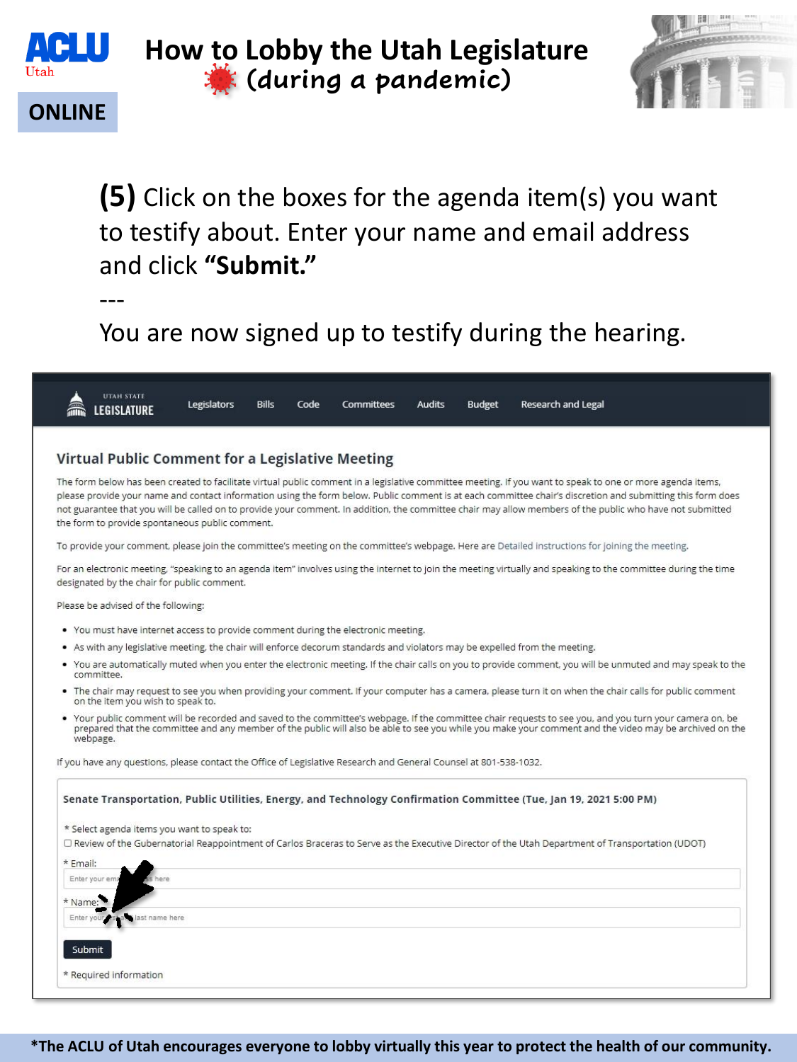ACLU Utah

# How to Lobby the Utah Legislature (during a pandemic)

**ONLINE**

**(5)** Click on the boxes for the agenda item(s) you want to testify about. Enter your name and email address and click **"Submit."**

---

You are now signed up to testify during the hearing.

UTAH STATE LEGISLATURE | Legislators | Bills | Code | Committees | Audits | Budget | Research and Legal

## Virtual Public Comment for a Legislative Meeting

The form below has been created to facilitate virtual public comment in a legislative committee meeting. If you want to speak to one or more agenda items, please provide your name and contact information using the form below. Public comment is at each committee chair's discretion and submitting this form does not guarantee that you will be called on to provide your comment. In addition, the committee chair may allow members of the public who have not submitted the form to provide spontaneous public comment.

To provide your comment, please join the committee's meeting on the committee's webpage. Here are Detailed instructions for joining the meeting.

For an electronic meeting, "speaking to an agenda item" involves using the internet to join the meeting virtually and speaking to the committee during the time designated by the chair for public comment.

Please be advised of the following:

- You must have internet access to provide comment during the electronic meeting.
- As with any legislative meeting, the chair will enforce decorum standards and violators may be expelled from the meeting.
- You are automatically muted when you enter the electronic meeting. If the chair calls on you to provide comment, you will be unmuted and may speak to the committee.
- The chair may request to see you when providing your comment. If your computer has a camera, please turn it on when the chair calls for public comment on the item you wish to speak to.
- Your public comment will be recorded and saved to the committee's webpage. If the committee chair requests to see you, and you turn your camera on, be prepared that the committee and any member of the public will also be able to see you while you make your comment and the video may be archived on the webpage.

If you have any questions, please contact the Office of Legislative Research and General Counsel at 801-538-1032.

**Senate Transportation, Public Utilities, Energy, and Technology Confirmation Committee (Tue, Jan 19, 2021 5:00 PM)**

\* Select agenda items you want to speak to:

☐ Review of the Gubernatorial Reappointment of Carlos Braceras to Serve as the Executive Director of the Utah Department of Transportation (UDOT)

\* Email:

Enter your email here

\* Name:

Enter your first and last name here

Submit

\* Required information

**\*The ACLU of Utah encourages everyone to lobby virtually this year to protect the health of our community.**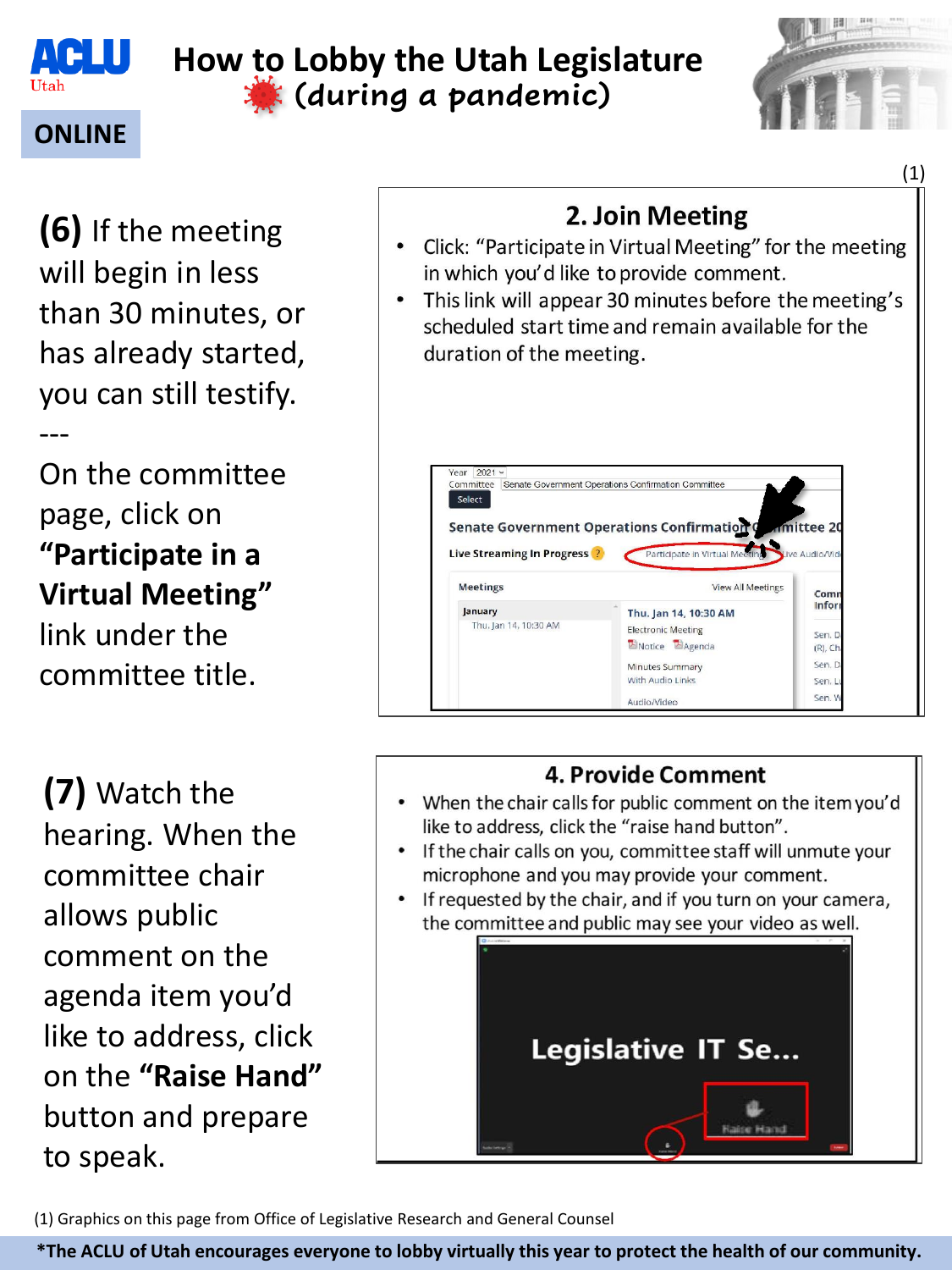# How to Lobby the Utah Legislature (during a pandemic)

**ONLINE**

**(6)** If the meeting will begin in less than 30 minutes, or has already started, you can still testify.

---

On the committee page, click on **"Participate in a Virtual Meeting"** link under the committee title.

(1)

## 2. Join Meeting

- Click: "Participate in Virtual Meeting" for the meeting in which you'd like to provide comment.
- This link will appear 30 minutes before the meeting's scheduled start time and remain available for the duration of the meeting.

**(7)** Watch the hearing. When the committee chair allows public comment on the agenda item you'd like to address, click on the **"Raise Hand"** button and prepare to speak.

## 4. Provide Comment

- When the chair calls for public comment on the item you'd like to address, click the "raise hand button".
- If the chair calls on you, committee staff will unmute your microphone and you may provide your comment.
- If requested by the chair, and if you turn on your camera, the committee and public may see your video as well.

(1) Graphics on this page from Office of Legislative Research and General Counsel

**\*The ACLU of Utah encourages everyone to lobby virtually this year to protect the health of our community.**